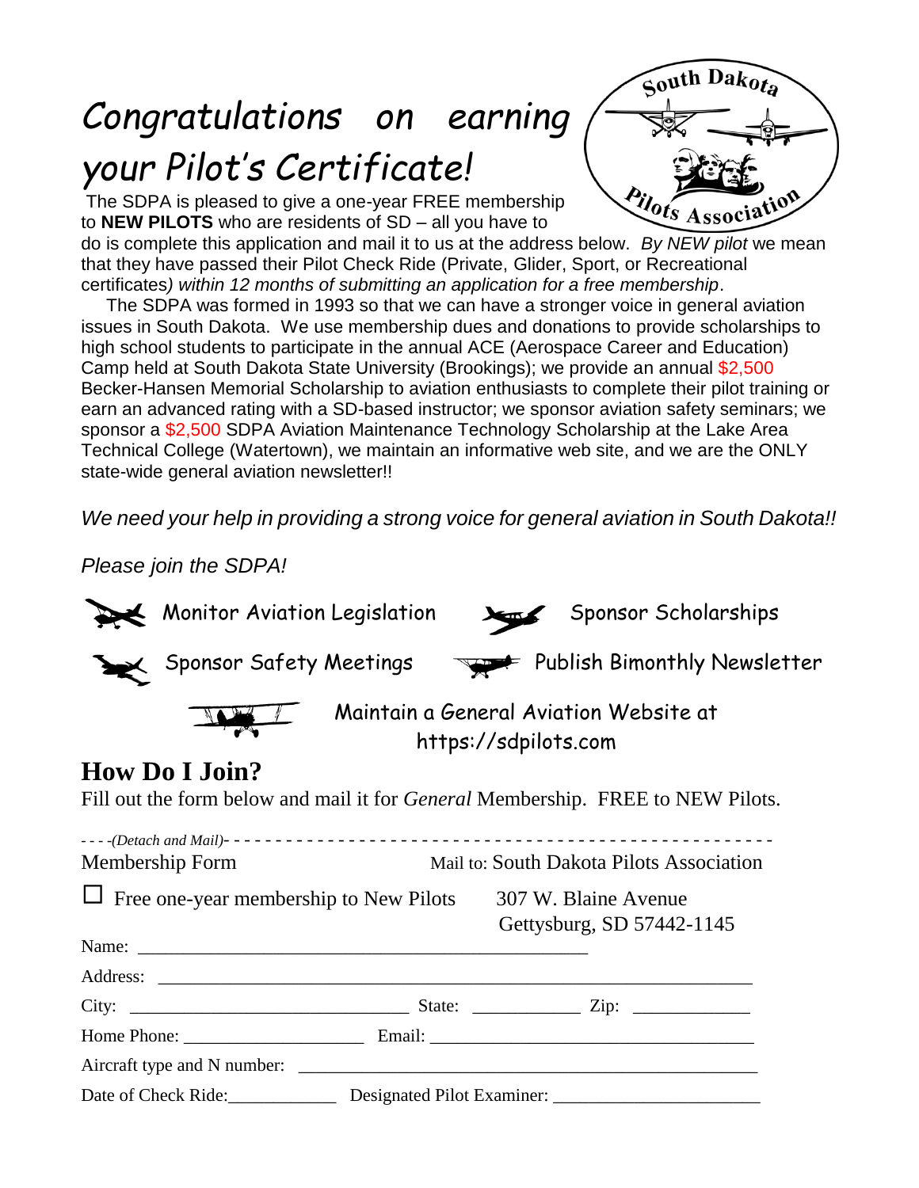# Congratulations on earning your Pilot's Certificate!

The SDPA is pleased to give a one-year FREE membership to **NEW PILOTS** who are residents of SD – all you have to do is complete this application and mail it to us at the address below. *By NEW pilot* we mean that they have passed their Pilot Check Ride (Private, Glider, Sport, or Recreational certificates*) within 12 months of submitting an application for a free membership*.

The SDPA was formed in 1993 so that we can have a stronger voice in general aviation issues in South Dakota. We use membership dues and donations to provide scholarships to high school students to participate in the annual ACE (Aerospace Career and Education) Camp held at South Dakota State University (Brookings); we provide an annual $2,500 Becker-Hansen Memorial Scholarship to aviation enthusiasts to complete their pilot training or earn an advanced rating with a SD-based instructor; we sponsor aviation safety seminars; we sponsor a $2,500 SDPA Aviation Maintenance Technology Scholarship at the Lake Area Technical College (Watertown), we maintain an informative web site, and we are the ONLY state-wide general aviation newsletter!!

*We need your help in providing a strong voice for general aviation in South Dakota!!*

*Please join the SDPA!*

- Monitor Aviation Legislation
- Sponsor Scholarships
- Sponsor Safety Meetings
- Publish Bimonthly Newsletter
- Maintain a General Aviation Website at https://sdpilots.com

## How Do I Join?

Fill out the form below and mail it for *General* Membership. FREE to NEW Pilots.

- - - -*(Detach and Mail)*- - - - - - - - - - - - - - - - - - - - - - - - - - - - - - - - - - - - - - - - - - - - - - - - - - -

Membership Form

Mail to: South Dakota Pilots Association
307 W. Blaine Avenue
Gettysburg, SD 57442-1145

☐ Free one-year membership to New Pilots

Name: _______________________________________________

Address: _______________________________________________________________

City: _______________________________ State: ___________ Zip: ____________

Home Phone: ____________________ Email: ____________________________________

Aircraft type and N number: ______________________________________________

Date of Check Ride:____________ Designated Pilot Examiner: ______________________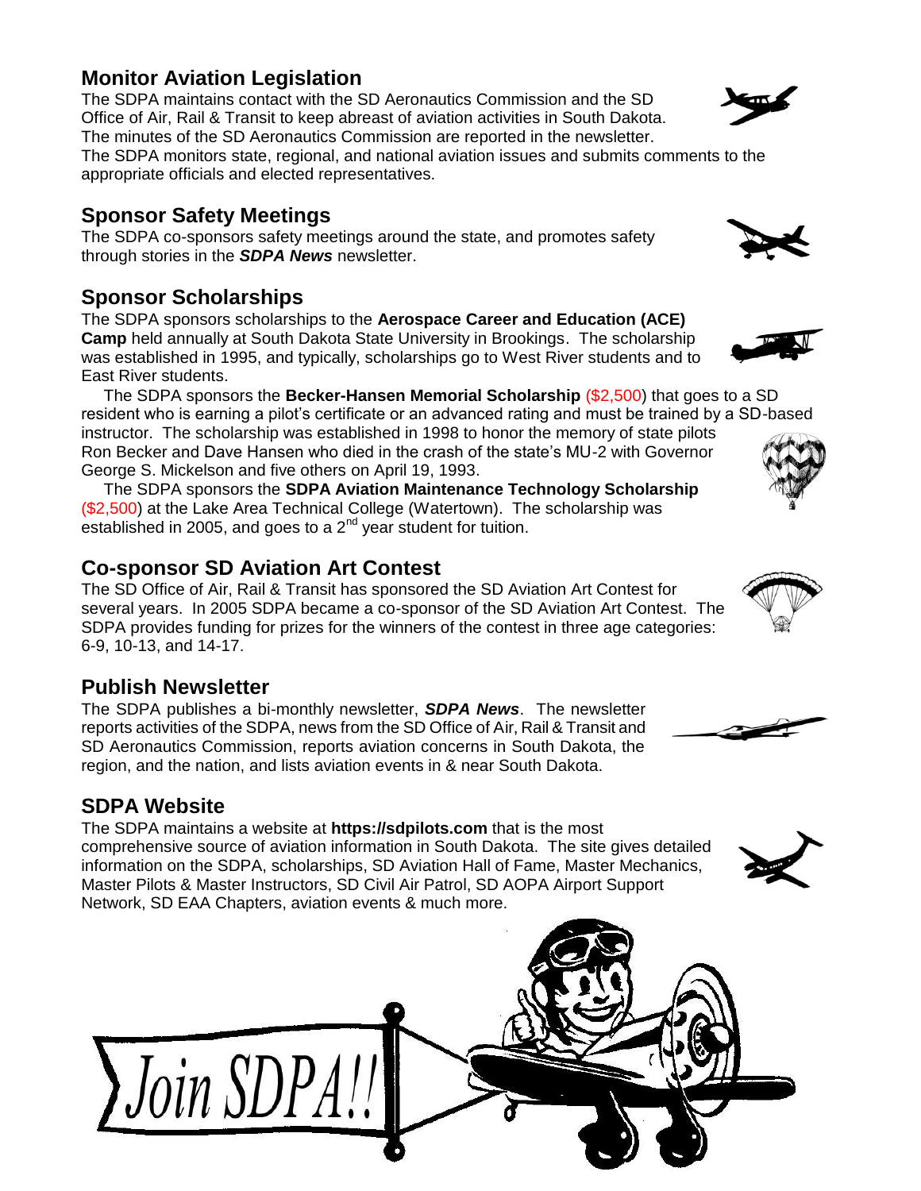## Monitor Aviation Legislation

The SDPA maintains contact with the SD Aeronautics Commission and the SD Office of Air, Rail & Transit to keep abreast of aviation activities in South Dakota. The minutes of the SD Aeronautics Commission are reported in the newsletter. The SDPA monitors state, regional, and national aviation issues and submits comments to the appropriate officials and elected representatives.

## Sponsor Safety Meetings

The SDPA co-sponsors safety meetings around the state, and promotes safety through stories in the ***SDPA News*** newsletter.

## Sponsor Scholarships

The SDPA sponsors scholarships to the **Aerospace Career and Education (ACE) Camp** held annually at South Dakota State University in Brookings. The scholarship was established in 1995, and typically, scholarships go to West River students and to East River students.

The SDPA sponsors the **Becker-Hansen Memorial Scholarship** ($2,500) that goes to a SD resident who is earning a pilot's certificate or an advanced rating and must be trained by a SD-based instructor. The scholarship was established in 1998 to honor the memory of state pilots Ron Becker and Dave Hansen who died in the crash of the state's MU-2 with Governor George S. Mickelson and five others on April 19, 1993.

The SDPA sponsors the **SDPA Aviation Maintenance Technology Scholarship** ($2,500) at the Lake Area Technical College (Watertown). The scholarship was established in 2005, and goes to a 2nd year student for tuition.

## Co-sponsor SD Aviation Art Contest

The SD Office of Air, Rail & Transit has sponsored the SD Aviation Art Contest for several years. In 2005 SDPA became a co-sponsor of the SD Aviation Art Contest. The SDPA provides funding for prizes for the winners of the contest in three age categories: 6-9, 10-13, and 14-17.

## Publish Newsletter

The SDPA publishes a bi-monthly newsletter, ***SDPA News***. The newsletter reports activities of the SDPA, news from the SD Office of Air, Rail & Transit and SD Aeronautics Commission, reports aviation concerns in South Dakota, the region, and the nation, and lists aviation events in & near South Dakota.

## SDPA Website

The SDPA maintains a website at **https://sdpilots.com** that is the most comprehensive source of aviation information in South Dakota. The site gives detailed information on the SDPA, scholarships, SD Aviation Hall of Fame, Master Mechanics, Master Pilots & Master Instructors, SD Civil Air Patrol, SD AOPA Airport Support Network, SD EAA Chapters, aviation events & much more.

Join SDPA!!